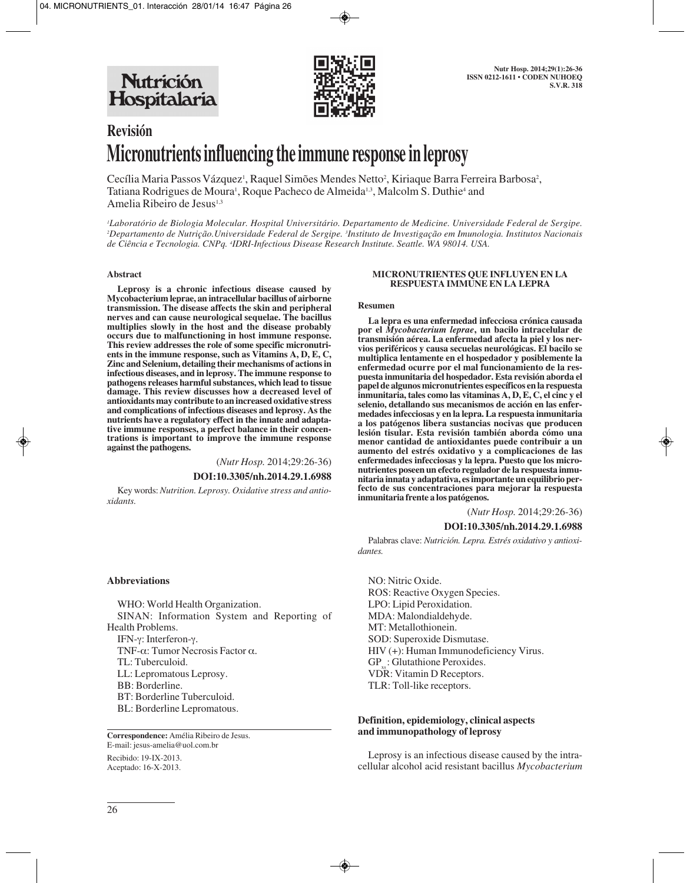# Revisión

# Micronutrients influencing the immune response in leprosy

Cecília Maria Passos Vázquez[1], Raquel Simões Mendes Netto[2], Kiriaque Barra Ferreira Barbosa[2], Tatiana Rodrigues de Moura[1], Roque Pacheco de Almeida[1,3], Malcolm S. Duthie[4] and Amelia Ribeiro de Jesus[1,3]

*[1]Laboratório de Biologia Molecular. Hospital Universitário. Departamento de Medicine. Universidade Federal de Sergipe. [2]Departamento de Nutrição.Universidade Federal de Sergipe. [3]Instituto de Investigação em Imunologia. Institutos Nacionais de Ciência e Tecnologia. CNPq. [4]IDRI-Infectious Disease Research Institute. Seattle. WA 98014. USA.*

### Abstract

**Leprosy is a chronic infectious disease caused by Mycobacterium leprae, an intracellular bacillus of airborne transmission. The disease affects the skin and peripheral nerves and can cause neurological sequelae. The bacillus multiplies slowly in the host and the disease probably occurs due to malfunctioning in host immune response. This review addresses the role of some specific micronutrients in the immune response, such as Vitamins A, D, E, C, Zinc and Selenium, detailing their mechanisms of actions in infectious diseases, and in leprosy. The immune response to pathogens releases harmful substances, which lead to tissue damage. This review discusses how a decreased level of antioxidants may contribute to an increased oxidative stress and complications of infectious diseases and leprosy. As the nutrients have a regulatory effect in the innate and adaptative immune responses, a perfect balance in their concentrations is important to improve the immune response against the pathogens.**

(*Nutr Hosp.* 2014;29:26-36)

**DOI:10.3305/nh.2014.29.1.6988**

Key words: *Nutrition. Leprosy. Oxidative stress and antioxidants.*

### MICRONUTRIENTES QUE INFLUYEN EN LA RESPUESTA IMMUNE EN LA LEPRA

### Resumen

**La lepra es una enfermedad infecciosa crónica causada por el *Mycobacterium leprae*, un bacilo intracelular de transmisión aérea. La enfermedad afecta la piel y los nervios periféricos y causa secuelas neurológicas. El bacilo se multiplica lentamente en el hospedador y posiblemente la enfermedad ocurre por el mal funcionamiento de la respuesta inmunitaria del hospedador. Esta revisión aborda el papel de algunos micronutrientes específicos en la respuesta inmunitaria, tales como las vitaminas A, D, E, C, el cinc y el selenio, detallando sus mecanismos de acción en las enfermedades infecciosas y en la lepra. La respuesta inmunitaria a los patógenos libera sustancias nocivas que producen lesión tisular. Esta revisión también aborda cómo una menor cantidad de antioxidantes puede contribuir a un aumento del estrés oxidativo y a complicaciones de las enfermedades infecciosas y la lepra. Puesto que los micronutrientes poseen un efecto regulador de la respuesta inmunitaria innata y adaptativa, es importante un equilibrio perfecto de sus concentraciones para mejorar la respuesta inmunitaria frente a los patógenos.**

(*Nutr Hosp.* 2014;29:26-36)

**DOI:10.3305/nh.2014.29.1.6988**

Palabras clave: *Nutrición. Lepra. Estrés oxidativo y antioxidantes.*

### Abbreviations

WHO: World Health Organization.
SINAN: Information System and Reporting of Health Problems.
IFN-γ: Interferon-γ.
TNF-α: Tumor Necrosis Factor α.
TL: Tuberculoid.
LL: Lepromatous Leprosy.
BB: Borderline.
BT: Borderline Tuberculoid.
BL: Borderline Lepromatous.
NO: Nitric Oxide.
ROS: Reactive Oxygen Species.
LPO: Lipid Peroxidation.
MDA: Malondialdehyde.
MT: Metallothionein.
SOD: Superoxide Dismutase.
HIV (+): Human Immunodeficiency Virus.
$GP_{xs}$: Glutathione Peroxides.
VDR: Vitamin D Receptors.
TLR: Toll-like receptors.

**Correspondence:** Amélia Ribeiro de Jesus.
E-mail: jesus-amelia@uol.com.br

Recibido: 19-IX-2013.
Aceptado: 16-X-2013.

### Definition, epidemiology, clinical aspects and immunopathology of leprosy

Leprosy is an infectious disease caused by the intracellular alcohol acid resistant bacillus *Mycobacterium*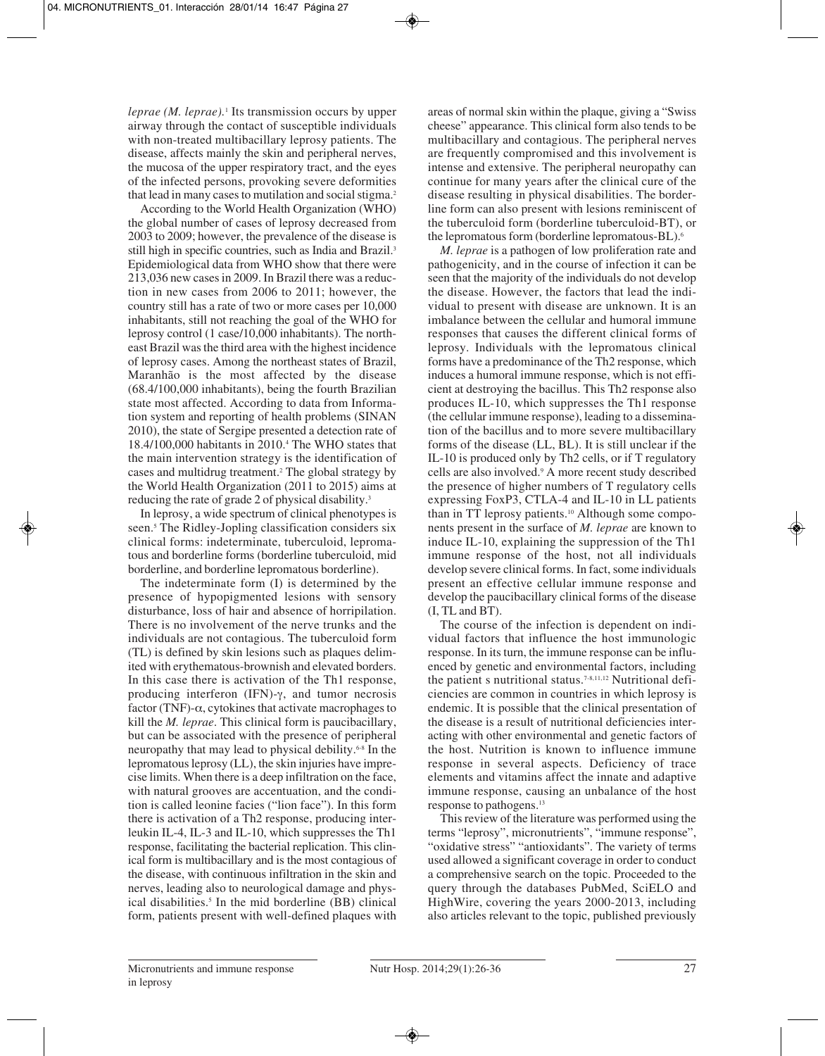*leprae (M. leprae)*.[1] Its transmission occurs by upper airway through the contact of susceptible individuals with non-treated multibacillary leprosy patients. The disease, affects mainly the skin and peripheral nerves, the mucosa of the upper respiratory tract, and the eyes of the infected persons, provoking severe deformities that lead in many cases to mutilation and social stigma.[2]

According to the World Health Organization (WHO) the global number of cases of leprosy decreased from 2003 to 2009; however, the prevalence of the disease is still high in specific countries, such as India and Brazil.[3] Epidemiological data from WHO show that there were 213,036 new cases in 2009. In Brazil there was a reduction in new cases from 2006 to 2011; however, the country still has a rate of two or more cases per 10,000 inhabitants, still not reaching the goal of the WHO for leprosy control (1 case/10,000 inhabitants). The northeast Brazil was the third area with the highest incidence of leprosy cases. Among the northeast states of Brazil, Maranhão is the most affected by the disease (68.4/100,000 inhabitants), being the fourth Brazilian state most affected. According to data from Information system and reporting of health problems (SINAN 2010), the state of Sergipe presented a detection rate of 18.4/100,000 habitants in 2010.[4] The WHO states that the main intervention strategy is the identification of cases and multidrug treatment.[2] The global strategy by the World Health Organization (2011 to 2015) aims at reducing the rate of grade 2 of physical disability.[3]

In leprosy, a wide spectrum of clinical phenotypes is seen.[5] The Ridley-Jopling classification considers six clinical forms: indeterminate, tuberculoid, lepromatous and borderline forms (borderline tuberculoid, mid borderline, and borderline lepromatous borderline).

The indeterminate form (I) is determined by the presence of hypopigmented lesions with sensory disturbance, loss of hair and absence of horripilation. There is no involvement of the nerve trunks and the individuals are not contagious. The tuberculoid form (TL) is defined by skin lesions such as plaques delimited with erythematous-brownish and elevated borders. In this case there is activation of the Th1 response, producing interferon (IFN)-$\gamma$, and tumor necrosis factor (TNF)-$\alpha$, cytokines that activate macrophages to kill the *M. leprae*. This clinical form is paucibacillary, but can be associated with the presence of peripheral neuropathy that may lead to physical debility.[6-8] In the lepromatous leprosy (LL), the skin injuries have imprecise limits. When there is a deep infiltration on the face, with natural grooves are accentuation, and the condition is called leonine facies ("lion face"). In this form there is activation of a Th2 response, producing interleukin IL-4, IL-3 and IL-10, which suppresses the Th1 response, facilitating the bacterial replication. This clinical form is multibacillary and is the most contagious of the disease, with continuous infiltration in the skin and nerves, leading also to neurological damage and physical disabilities.[5] In the mid borderline (BB) clinical form, patients present with well-defined plaques with areas of normal skin within the plaque, giving a "Swiss cheese" appearance. This clinical form also tends to be multibacillary and contagious. The peripheral nerves are frequently compromised and this involvement is intense and extensive. The peripheral neuropathy can continue for many years after the clinical cure of the disease resulting in physical disabilities. The borderline form can also present with lesions reminiscent of the tuberculoid form (borderline tuberculoid-BT), or the lepromatous form (borderline lepromatous-BL).[6]

*M. leprae* is a pathogen of low proliferation rate and pathogenicity, and in the course of infection it can be seen that the majority of the individuals do not develop the disease. However, the factors that lead the individual to present with disease are unknown. It is an imbalance between the cellular and humoral immune responses that causes the different clinical forms of leprosy. Individuals with the lepromatous clinical forms have a predominance of the Th2 response, which induces a humoral immune response, which is not efficient at destroying the bacillus. This Th2 response also produces IL-10, which suppresses the Th1 response (the cellular immune response), leading to a dissemination of the bacillus and to more severe multibacillary forms of the disease (LL, BL). It is still unclear if the IL-10 is produced only by Th2 cells, or if T regulatory cells are also involved.[9] A more recent study described the presence of higher numbers of T regulatory cells expressing FoxP3, CTLA-4 and IL-10 in LL patients than in TT leprosy patients.[10] Although some components present in the surface of *M. leprae* are known to induce IL-10, explaining the suppression of the Th1 immune response of the host, not all individuals develop severe clinical forms. In fact, some individuals present an effective cellular immune response and develop the paucibacillary clinical forms of the disease (I, TL and BT).

The course of the infection is dependent on individual factors that influence the host immunologic response. In its turn, the immune response can be influenced by genetic and environmental factors, including the patient s nutritional status.[7-8,11,12] Nutritional deficiencies are common in countries in which leprosy is endemic. It is possible that the clinical presentation of the disease is a result of nutritional deficiencies interacting with other environmental and genetic factors of the host. Nutrition is known to influence immune response in several aspects. Deficiency of trace elements and vitamins affect the innate and adaptive immune response, causing an unbalance of the host response to pathogens.[13]

This review of the literature was performed using the terms "leprosy", micronutrients", "immune response", "oxidative stress" "antioxidants". The variety of terms used allowed a significant coverage in order to conduct a comprehensive search on the topic. Proceeded to the query through the databases PubMed, SciELO and HighWire, covering the years 2000-2013, including also articles relevant to the topic, published previously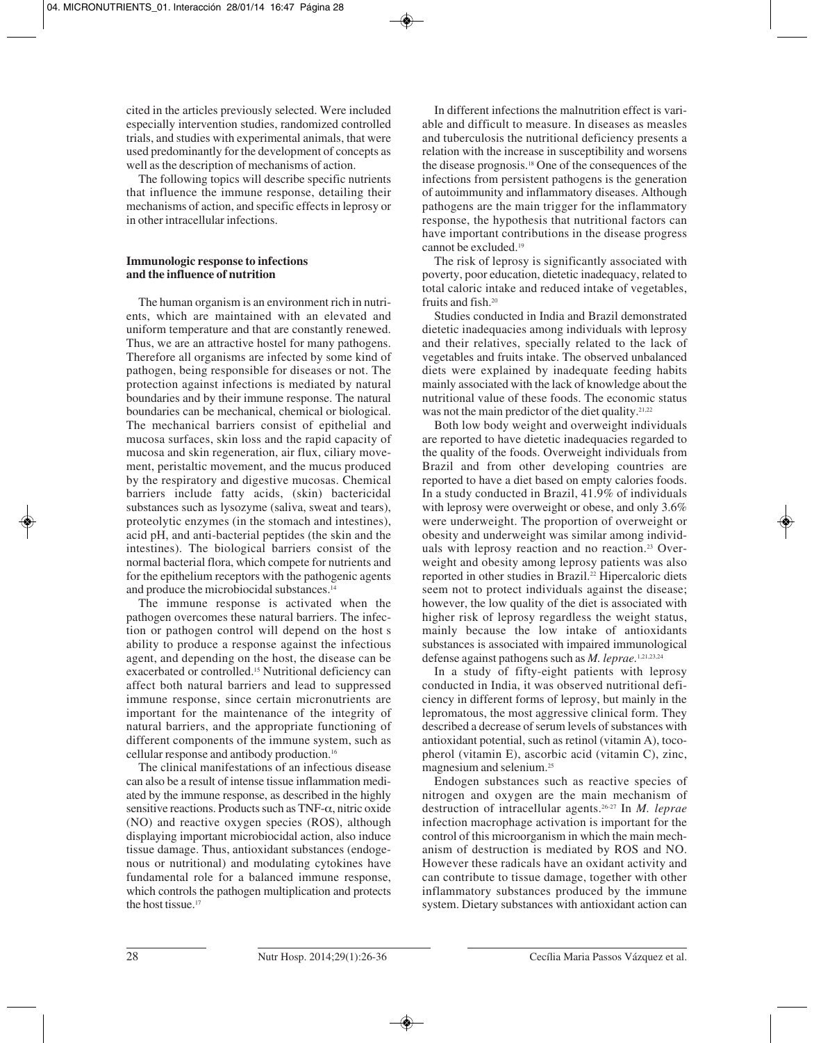cited in the articles previously selected. Were included especially intervention studies, randomized controlled trials, and studies with experimental animals, that were used predominantly for the development of concepts as well as the description of mechanisms of action.

The following topics will describe specific nutrients that influence the immune response, detailing their mechanisms of action, and specific effects in leprosy or in other intracellular infections.

### Immunologic response to infections and the influence of nutrition

The human organism is an environment rich in nutrients, which are maintained with an elevated and uniform temperature and that are constantly renewed. Thus, we are an attractive hostel for many pathogens. Therefore all organisms are infected by some kind of pathogen, being responsible for diseases or not. The protection against infections is mediated by natural boundaries and by their immune response. The natural boundaries can be mechanical, chemical or biological. The mechanical barriers consist of epithelial and mucosa surfaces, skin loss and the rapid capacity of mucosa and skin regeneration, air flux, ciliary movement, peristaltic movement, and the mucus produced by the respiratory and digestive mucosas. Chemical barriers include fatty acids, (skin) bactericidal substances such as lysozyme (saliva, sweat and tears), proteolytic enzymes (in the stomach and intestines), acid pH, and anti-bacterial peptides (the skin and the intestines). The biological barriers consist of the normal bacterial flora, which compete for nutrients and for the epithelium receptors with the pathogenic agents and produce the microbiocidal substances.[14]

The immune response is activated when the pathogen overcomes these natural barriers. The infection or pathogen control will depend on the host s ability to produce a response against the infectious agent, and depending on the host, the disease can be exacerbated or controlled.[15] Nutritional deficiency can affect both natural barriers and lead to suppressed immune response, since certain micronutrients are important for the maintenance of the integrity of natural barriers, and the appropriate functioning of different components of the immune system, such as cellular response and antibody production.[16]

The clinical manifestations of an infectious disease can also be a result of intense tissue inflammation mediated by the immune response, as described in the highly sensitive reactions. Products such as TNF-$\alpha$, nitric oxide (NO) and reactive oxygen species (ROS), although displaying important microbiocidal action, also induce tissue damage. Thus, antioxidant substances (endogenous or nutritional) and modulating cytokines have fundamental role for a balanced immune response, which controls the pathogen multiplication and protects the host tissue.[17]

In different infections the malnutrition effect is variable and difficult to measure. In diseases as measles and tuberculosis the nutritional deficiency presents a relation with the increase in susceptibility and worsens the disease prognosis.[18] One of the consequences of the infections from persistent pathogens is the generation of autoimmunity and inflammatory diseases. Although pathogens are the main trigger for the inflammatory response, the hypothesis that nutritional factors can have important contributions in the disease progress cannot be excluded.[19]

The risk of leprosy is significantly associated with poverty, poor education, dietetic inadequacy, related to total caloric intake and reduced intake of vegetables, fruits and fish.[20]

Studies conducted in India and Brazil demonstrated dietetic inadequacies among individuals with leprosy and their relatives, specially related to the lack of vegetables and fruits intake. The observed unbalanced diets were explained by inadequate feeding habits mainly associated with the lack of knowledge about the nutritional value of these foods. The economic status was not the main predictor of the diet quality.[21,22]

Both low body weight and overweight individuals are reported to have dietetic inadequacies regarded to the quality of the foods. Overweight individuals from Brazil and from other developing countries are reported to have a diet based on empty calories foods. In a study conducted in Brazil, 41.9% of individuals with leprosy were overweight or obese, and only 3.6% were underweight. The proportion of overweight or obesity and underweight was similar among individuals with leprosy reaction and no reaction.[23] Overweight and obesity among leprosy patients was also reported in other studies in Brazil.[22] Hipercaloric diets seem not to protect individuals against the disease; however, the low quality of the diet is associated with higher risk of leprosy regardless the weight status, mainly because the low intake of antioxidants substances is associated with impaired immunological defense against pathogens such as *M. leprae*.[1,21,23,24]

In a study of fifty-eight patients with leprosy conducted in India, it was observed nutritional deficiency in different forms of leprosy, but mainly in the lepromatous, the most aggressive clinical form. They described a decrease of serum levels of substances with antioxidant potential, such as retinol (vitamin A), tocopherol (vitamin E), ascorbic acid (vitamin C), zinc, magnesium and selenium.[25]

Endogen substances such as reactive species of nitrogen and oxygen are the main mechanism of destruction of intracellular agents.[26-27] In *M. leprae* infection macrophage activation is important for the control of this microorganism in which the main mechanism of destruction is mediated by ROS and NO. However these radicals have an oxidant activity and can contribute to tissue damage, together with other inflammatory substances produced by the immune system. Dietary substances with antioxidant action can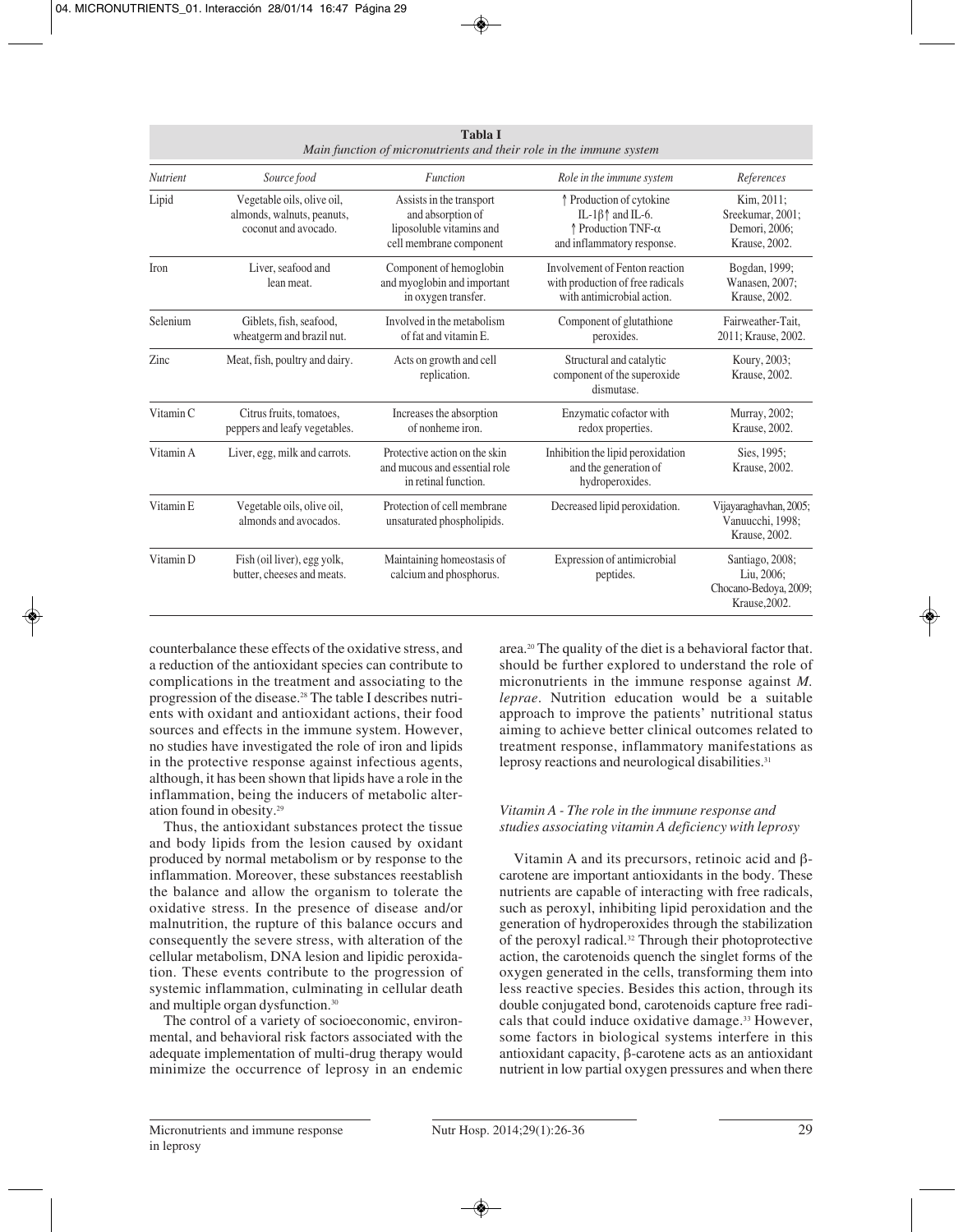**Tabla I**
*Main function of micronutrients and their role in the immune system*

| *Nutrient* | *Source food* | *Function* | *Role in the immune system* | *References* |
|---|---|---|---|---|
| Lipid | Vegetable oils, olive oil, almonds, walnuts, peanuts, coconut and avocado. | Assists in the transport and absorption of liposoluble vitamins and cell membrane component | ↑ Production of cytokine IL-1β↑ and IL-6. ↑ Production TNF-α and inflammatory response. | Kim, 2011; Sreekumar, 2001; Demori, 2006; Krause, 2002. |
| Iron | Liver, seafood and lean meat. | Component of hemoglobin and myoglobin and important in oxygen transfer. | Involvement of Fenton reaction with production of free radicals with antimicrobial action. | Bogdan, 1999; Wanasen, 2007; Krause, 2002. |
| Selenium | Giblets, fish, seafood, wheatgerm and brazil nut. | Involved in the metabolism of fat and vitamin E. | Component of glutathione peroxides. | Fairweather-Tait, 2011; Krause, 2002. |
| Zinc | Meat, fish, poultry and dairy. | Acts on growth and cell replication. | Structural and catalytic component of the superoxide dismutase. | Koury, 2003; Krause, 2002. |
| Vitamin C | Citrus fruits, tomatoes, peppers and leafy vegetables. | Increases the absorption of nonheme iron. | Enzymatic cofactor with redox properties. | Murray, 2002; Krause, 2002. |
| Vitamin A | Liver, egg, milk and carrots. | Protective action on the skin and mucous and essential role in retinal function. | Inhibition the lipid peroxidation and the generation of hydroperoxides. | Sies, 1995; Krause, 2002. |
| Vitamin E | Vegetable oils, olive oil, almonds and avocados. | Protection of cell membrane unsaturated phospholipids. | Decreased lipid peroxidation. | Vijayaraghavhan, 2005; Vanuucchi, 1998; Krause, 2002. |
| Vitamin D | Fish (oil liver), egg yolk, butter, cheeses and meats. | Maintaining homeostasis of calcium and phosphorus. | Expression of antimicrobial peptides. | Santiago, 2008; Liu, 2006; Chocano-Bedoya, 2009; Krause,2002. |

counterbalance these effects of the oxidative stress, and a reduction of the antioxidant species can contribute to complications in the treatment and associating to the progression of the disease.[28] The table I describes nutrients with oxidant and antioxidant actions, their food sources and effects in the immune system. However, no studies have investigated the role of iron and lipids in the protective response against infectious agents, although, it has been shown that lipids have a role in the inflammation, being the inducers of metabolic alteration found in obesity.[29]

Thus, the antioxidant substances protect the tissue and body lipids from the lesion caused by oxidant produced by normal metabolism or by response to the inflammation. Moreover, these substances reestablish the balance and allow the organism to tolerate the oxidative stress. In the presence of disease and/or malnutrition, the rupture of this balance occurs and consequently the severe stress, with alteration of the cellular metabolism, DNA lesion and lipidic peroxidation. These events contribute to the progression of systemic inflammation, culminating in cellular death and multiple organ dysfunction.[30]

The control of a variety of socioeconomic, environmental, and behavioral risk factors associated with the adequate implementation of multi-drug therapy would minimize the occurrence of leprosy in an endemic area.[20] The quality of the diet is a behavioral factor that. should be further explored to understand the role of micronutrients in the immune response against *M. leprae*. Nutrition education would be a suitable approach to improve the patients' nutritional status aiming to achieve better clinical outcomes related to treatment response, inflammatory manifestations as leprosy reactions and neurological disabilities.[31]

### *Vitamin A - The role in the immune response and studies associating vitamin A deficiency with leprosy*

Vitamin A and its precursors, retinoic acid and β-carotene are important antioxidants in the body. These nutrients are capable of interacting with free radicals, such as peroxyl, inhibiting lipid peroxidation and the generation of hydroperoxides through the stabilization of the peroxyl radical.[32] Through their photoprotective action, the carotenoids quench the singlet forms of the oxygen generated in the cells, transforming them into less reactive species. Besides this action, through its double conjugated bond, carotenoids capture free radicals that could induce oxidative damage.[33] However, some factors in biological systems interfere in this antioxidant capacity, β-carotene acts as an antioxidant nutrient in low partial oxygen pressures and when there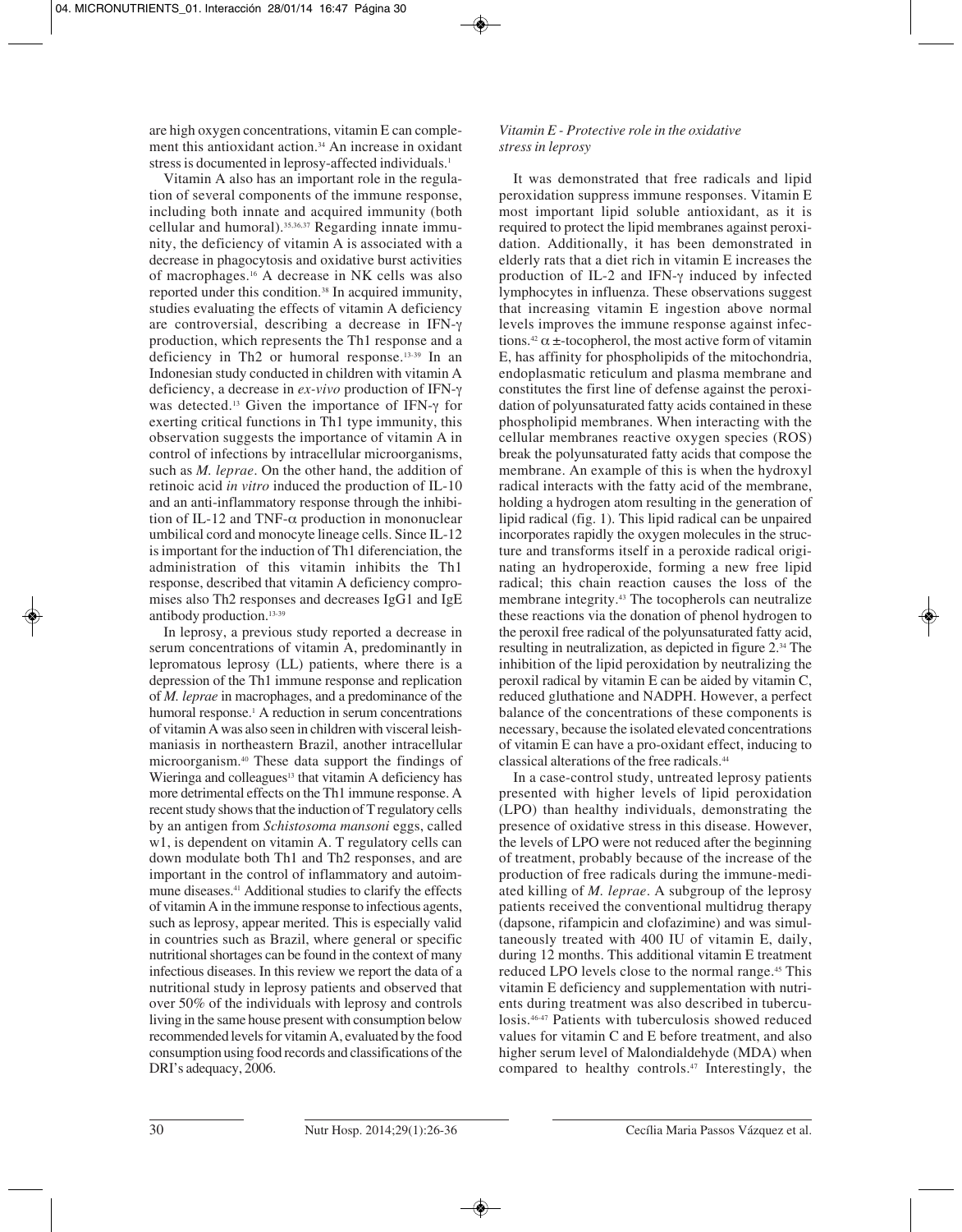are high oxygen concentrations, vitamin E can complement this antioxidant action.[34] An increase in oxidant stress is documented in leprosy-affected individuals.[1]

Vitamin A also has an important role in the regulation of several components of the immune response, including both innate and acquired immunity (both cellular and humoral).[35,36,37] Regarding innate immunity, the deficiency of vitamin A is associated with a decrease in phagocytosis and oxidative burst activities of macrophages.[16] A decrease in NK cells was also reported under this condition.[38] In acquired immunity, studies evaluating the effects of vitamin A deficiency are controversial, describing a decrease in IFN-γ production, which represents the Th1 response and a deficiency in Th2 or humoral response.[13-39] In an Indonesian study conducted in children with vitamin A deficiency, a decrease in *ex-vivo* production of IFN-γ was detected.[13] Given the importance of IFN-γ for exerting critical functions in Th1 type immunity, this observation suggests the importance of vitamin A in control of infections by intracellular microorganisms, such as *M. leprae*. On the other hand, the addition of retinoic acid *in vitro* induced the production of IL-10 and an anti-inflammatory response through the inhibition of IL-12 and TNF-α production in mononuclear umbilical cord and monocyte lineage cells. Since IL-12 is important for the induction of Th1 diferenciation, the administration of this vitamin inhibits the Th1 response, described that vitamin A deficiency compromises also Th2 responses and decreases IgG1 and IgE antibody production.[13-39]

In leprosy, a previous study reported a decrease in serum concentrations of vitamin A, predominantly in lepromatous leprosy (LL) patients, where there is a depression of the Th1 immune response and replication of *M. leprae* in macrophages, and a predominance of the humoral response.[1] A reduction in serum concentrations of vitamin A was also seen in children with visceral leishmaniasis in northeastern Brazil, another intracellular microorganism.[40] These data support the findings of Wieringa and colleagues[13] that vitamin A deficiency has more detrimental effects on the Th1 immune response. A recent study shows that the induction of T regulatory cells by an antigen from *Schistosoma mansoni* eggs, called w1, is dependent on vitamin A. T regulatory cells can down modulate both Th1 and Th2 responses, and are important in the control of inflammatory and autoimmune diseases.[41] Additional studies to clarify the effects of vitamin A in the immune response to infectious agents, such as leprosy, appear merited. This is especially valid in countries such as Brazil, where general or specific nutritional shortages can be found in the context of many infectious diseases. In this review we report the data of a nutritional study in leprosy patients and observed that over 50% of the individuals with leprosy and controls living in the same house present with consumption below recommended levels for vitamin A, evaluated by the food consumption using food records and classifications of the DRI's adequacy, 2006.

### *Vitamin E - Protective role in the oxidative stress in leprosy*

It was demonstrated that free radicals and lipid peroxidation suppress immune responses. Vitamin E most important lipid soluble antioxidant, as it is required to protect the lipid membranes against peroxidation. Additionally, it has been demonstrated in elderly rats that a diet rich in vitamin E increases the production of IL-2 and IFN-γ induced by infected lymphocytes in influenza. These observations suggest that increasing vitamin E ingestion above normal levels improves the immune response against infections.[42] α ±-tocopherol, the most active form of vitamin E, has affinity for phospholipids of the mitochondria, endoplasmatic reticulum and plasma membrane and constitutes the first line of defense against the peroxidation of polyunsaturated fatty acids contained in these phospholipid membranes. When interacting with the cellular membranes reactive oxygen species (ROS) break the polyunsaturated fatty acids that compose the membrane. An example of this is when the hydroxyl radical interacts with the fatty acid of the membrane, holding a hydrogen atom resulting in the generation of lipid radical (fig. 1). This lipid radical can be unpaired incorporates rapidly the oxygen molecules in the structure and transforms itself in a peroxide radical originating an hydroperoxide, forming a new free lipid radical; this chain reaction causes the loss of the membrane integrity.[43] The tocopherols can neutralize these reactions via the donation of phenol hydrogen to the peroxil free radical of the polyunsaturated fatty acid, resulting in neutralization, as depicted in figure 2.[34] The inhibition of the lipid peroxidation by neutralizing the peroxil radical by vitamin E can be aided by vitamin C, reduced gluthatione and NADPH. However, a perfect balance of the concentrations of these components is necessary, because the isolated elevated concentrations of vitamin E can have a pro-oxidant effect, inducing to classical alterations of the free radicals.[44]

In a case-control study, untreated leprosy patients presented with higher levels of lipid peroxidation (LPO) than healthy individuals, demonstrating the presence of oxidative stress in this disease. However, the levels of LPO were not reduced after the beginning of treatment, probably because of the increase of the production of free radicals during the immune-mediated killing of *M. leprae*. A subgroup of the leprosy patients received the conventional multidrug therapy (dapsone, rifampicin and clofazimine) and was simultaneously treated with 400 IU of vitamin E, daily, during 12 months. This additional vitamin E treatment reduced LPO levels close to the normal range.[45] This vitamin E deficiency and supplementation with nutrients during treatment was also described in tuberculosis.[46-47] Patients with tuberculosis showed reduced values for vitamin C and E before treatment, and also higher serum level of Malondialdehyde (MDA) when compared to healthy controls.[47] Interestingly, the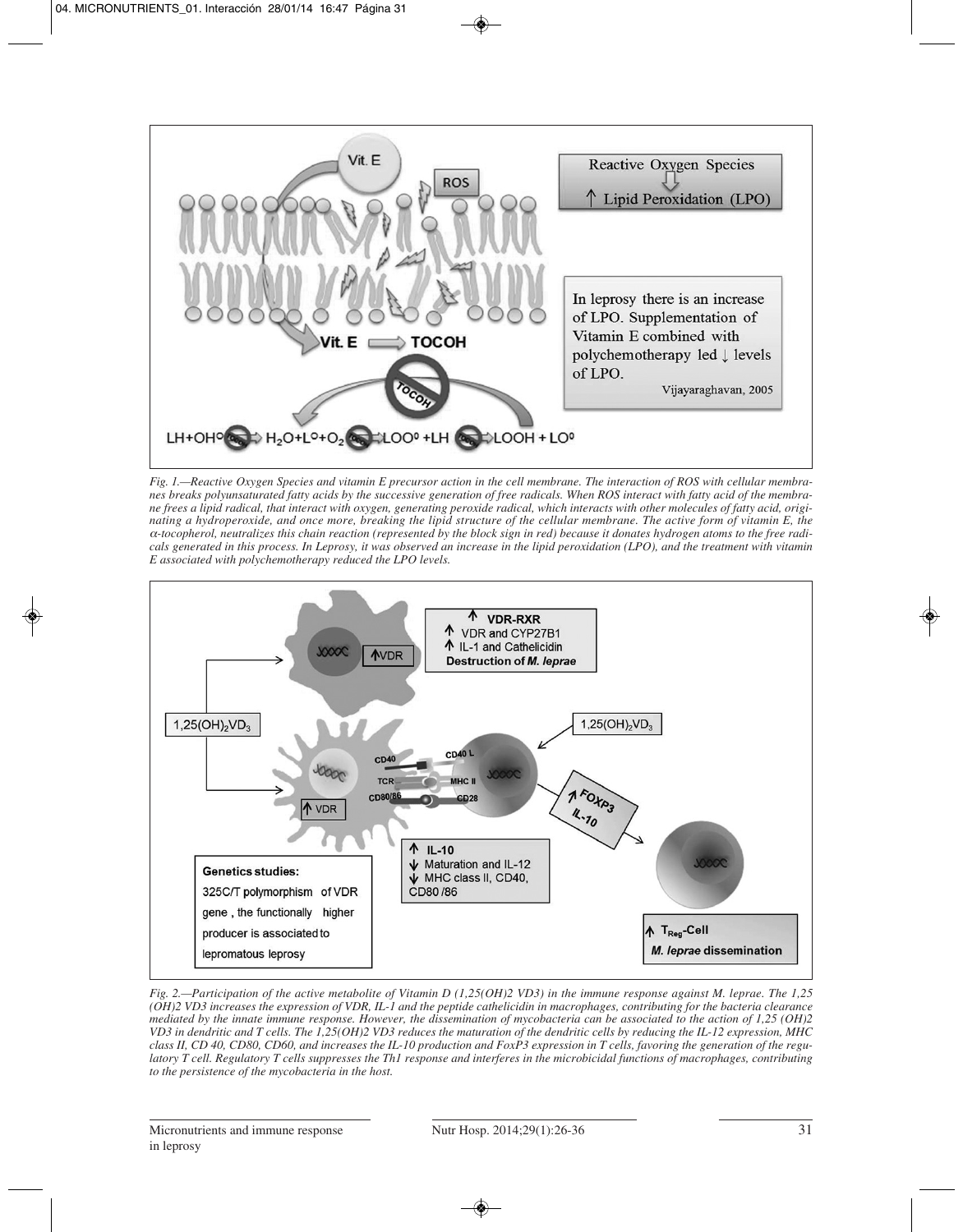*Fig. 1.—Reactive Oxygen Species and vitamin E precursor action in the cell membrane. The interaction of ROS with cellular membranes breaks polyunsaturated fatty acids by the successive generation of free radicals. When ROS interact with fatty acid of the membrane frees a lipid radical, that interact with oxygen, generating peroxide radical, which interacts with other molecules of fatty acid, originating a hydroperoxide, and once more, breaking the lipid structure of the cellular membrane. The active form of vitamin E, the α-tocopherol, neutralizes this chain reaction (represented by the block sign in red) because it donates hydrogen atoms to the free radicals generated in this process. In Leprosy, it was observed an increase in the lipid peroxidation (LPO), and the treatment with vitamin E associated with polychemotherapy reduced the LPO levels.*

*Fig. 2.—Participation of the active metabolite of Vitamin D (1,25(OH)2 VD3) in the immune response against M. leprae. The 1,25 (OH)2 VD3 increases the expression of VDR, IL-1 and the peptide cathelicidin in macrophages, contributing for the bacteria clearance mediated by the innate immune response. However, the dissemination of mycobacteria can be associated to the action of 1,25 (OH)2 VD3 in dendritic and T cells. The 1,25(OH)2 VD3 reduces the maturation of the dendritic cells by reducing the IL-12 expression, MHC class II, CD 40, CD80, CD60, and increases the IL-10 production and FoxP3 expression in T cells, favoring the generation of the regulatory T cell. Regulatory T cells suppresses the Th1 response and interferes in the microbicidal functions of macrophages, contributing to the persistence of the mycobacteria in the host.*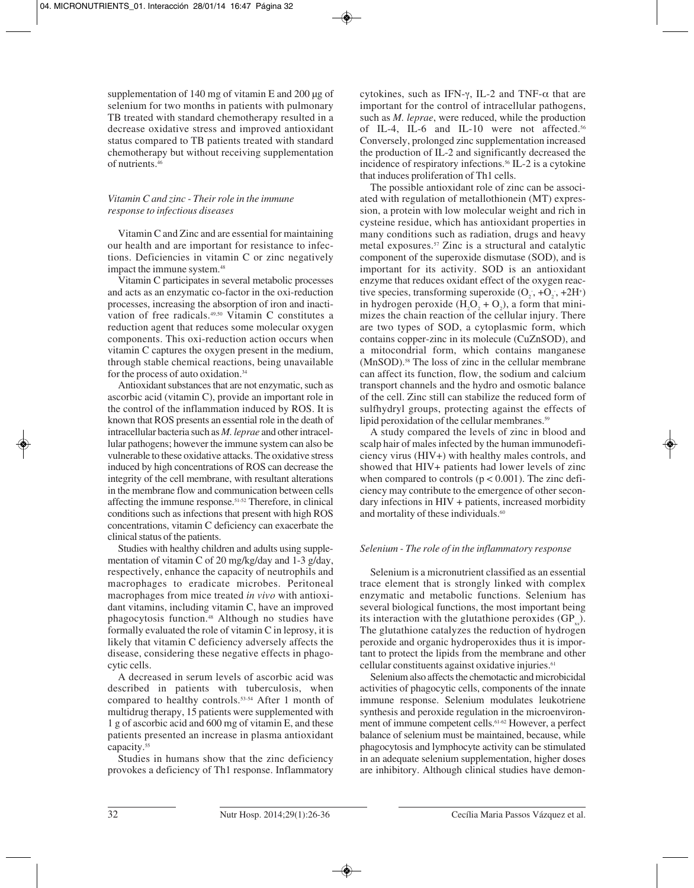supplementation of 140 mg of vitamin E and 200 μg of selenium for two months in patients with pulmonary TB treated with standard chemotherapy resulted in a decrease oxidative stress and improved antioxidant status compared to TB patients treated with standard chemotherapy but without receiving supplementation of nutrients.[46]

### *Vitamin C and zinc - Their role in the immune response to infectious diseases*

Vitamin C and Zinc and are essential for maintaining our health and are important for resistance to infections. Deficiencies in vitamin C or zinc negatively impact the immune system.[48]

Vitamin C participates in several metabolic processes and acts as an enzymatic co-factor in the oxi-reduction processes, increasing the absorption of iron and inactivation of free radicals.[49,50] Vitamin C constitutes a reduction agent that reduces some molecular oxygen components. This oxi-reduction action occurs when vitamin C captures the oxygen present in the medium, through stable chemical reactions, being unavailable for the process of auto oxidation.[34]

Antioxidant substances that are not enzymatic, such as ascorbic acid (vitamin C), provide an important role in the control of the inflammation induced by ROS. It is known that ROS presents an essential role in the death of intracellular bacteria such as *M. leprae* and other intracellular pathogens; however the immune system can also be vulnerable to these oxidative attacks. The oxidative stress induced by high concentrations of ROS can decrease the integrity of the cell membrane, with resultant alterations in the membrane flow and communication between cells affecting the immune response.[51-52] Therefore, in clinical conditions such as infections that present with high ROS concentrations, vitamin C deficiency can exacerbate the clinical status of the patients.

Studies with healthy children and adults using supplementation of vitamin C of 20 mg/kg/day and 1-3 g/day, respectively, enhance the capacity of neutrophils and macrophages to eradicate microbes. Peritoneal macrophages from mice treated *in vivo* with antioxidant vitamins, including vitamin C, have an improved phagocytosis function.[48] Although no studies have formally evaluated the role of vitamin C in leprosy, it is likely that vitamin C deficiency adversely affects the disease, considering these negative effects in phagocytic cells.

A decreased in serum levels of ascorbic acid was described in patients with tuberculosis, when compared to healthy controls.[53-54] After 1 month of multidrug therapy, 15 patients were supplemented with 1 g of ascorbic acid and 600 mg of vitamin E, and these patients presented an increase in plasma antioxidant capacity.[55]

Studies in humans show that the zinc deficiency provokes a deficiency of Th1 response. Inflammatory cytokines, such as IFN-γ, IL-2 and TNF-α that are important for the control of intracellular pathogens, such as *M. leprae*, were reduced, while the production of IL-4, IL-6 and IL-10 were not affected.[56] Conversely, prolonged zinc supplementation increased the production of IL-2 and significantly decreased the incidence of respiratory infections.[56] IL-2 is a cytokine that induces proliferation of Th1 cells.

The possible antioxidant role of zinc can be associated with regulation of metallothionein (MT) expression, a protein with low molecular weight and rich in cysteine residue, which has antioxidant properties in many conditions such as radiation, drugs and heavy metal exposures.[57] Zinc is a structural and catalytic component of the superoxide dismutase (SOD), and is important for its activity. SOD is an antioxidant enzyme that reduces oxidant effect of the oxygen reactive species, transforming superoxide ($O_2^{-}$, $+O_2^{-}$, $+2H^{+}$) in hydrogen peroxide ($H_2O_2 + O_2$), a form that minimizes the chain reaction of the cellular injury. There are two types of SOD, a cytoplasmic form, which contains copper-zinc in its molecule (CuZnSOD), and a mitocondrial form, which contains manganese (MnSOD).[58] The loss of zinc in the cellular membrane can affect its function, flow, the sodium and calcium transport channels and the hydro and osmotic balance of the cell. Zinc still can stabilize the reduced form of sulfhydryl groups, protecting against the effects of lipid peroxidation of the cellular membranes.[59]

A study compared the levels of zinc in blood and scalp hair of males infected by the human immunodeficiency virus (HIV+) with healthy males controls, and showed that HIV+ patients had lower levels of zinc when compared to controls ($p < 0.001$). The zinc deficiency may contribute to the emergence of other secondary infections in HIV + patients, increased morbidity and mortality of these individuals.[60]

### *Selenium - The role of in the inflammatory response*

Selenium is a micronutrient classified as an essential trace element that is strongly linked with complex enzymatic and metabolic functions. Selenium has several biological functions, the most important being its interaction with the glutathione peroxides ($GP_{xs}$). The glutathione catalyzes the reduction of hydrogen peroxide and organic hydroperoxides thus it is important to protect the lipids from the membrane and other cellular constituents against oxidative injuries.[61]

Selenium also affects the chemotactic and microbicidal activities of phagocytic cells, components of the innate immune response. Selenium modulates leukotriene synthesis and peroxide regulation in the microenvironment of immune competent cells.[61-62] However, a perfect balance of selenium must be maintained, because, while phagocytosis and lymphocyte activity can be stimulated in an adequate selenium supplementation, higher doses are inhibitory. Although clinical studies have demon-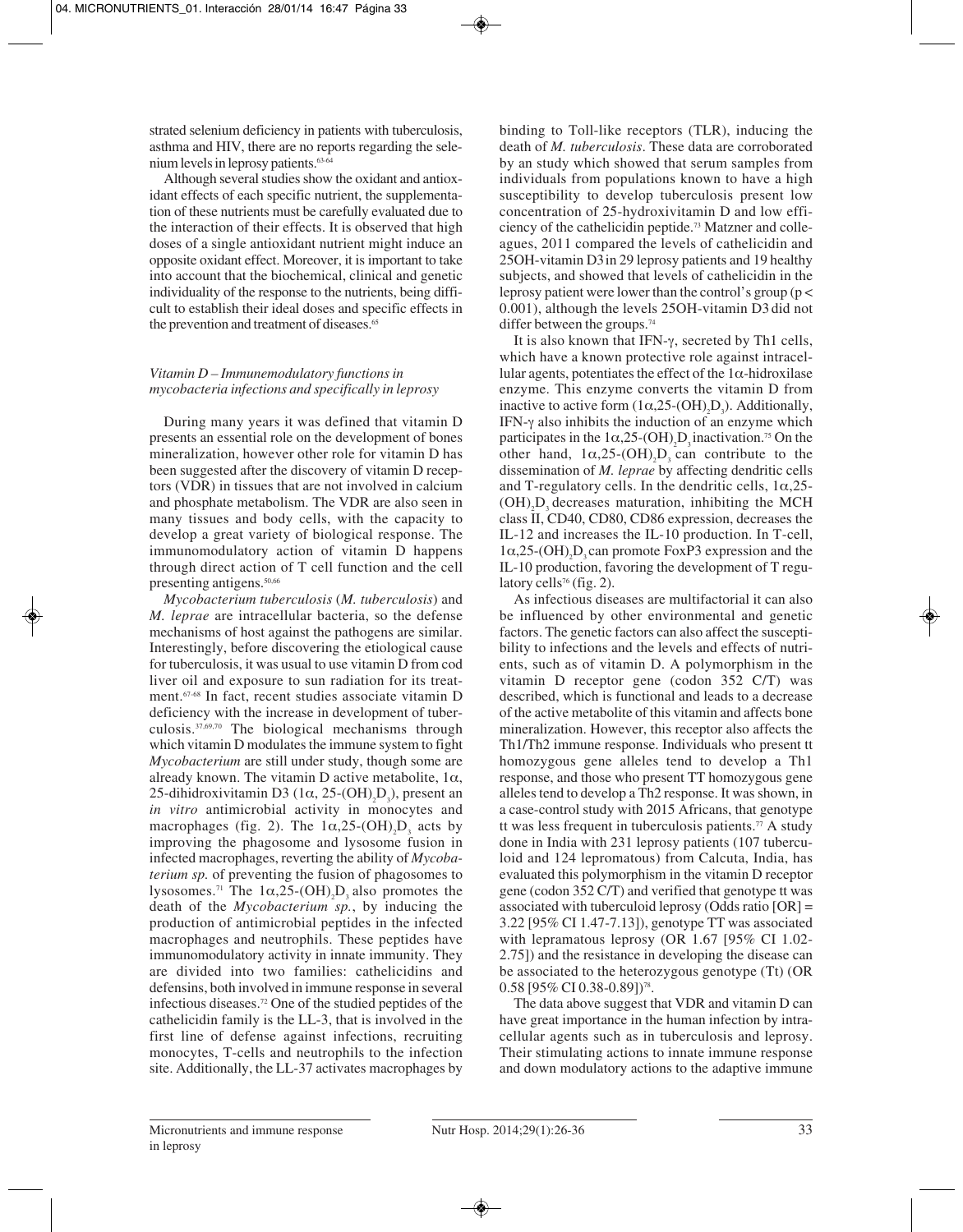strated selenium deficiency in patients with tuberculosis, asthma and HIV, there are no reports regarding the selenium levels in leprosy patients.[63-64]

Although several studies show the oxidant and antioxidant effects of each specific nutrient, the supplementation of these nutrients must be carefully evaluated due to the interaction of their effects. It is observed that high doses of a single antioxidant nutrient might induce an opposite oxidant effect. Moreover, it is important to take into account that the biochemical, clinical and genetic individuality of the response to the nutrients, being difficult to establish their ideal doses and specific effects in the prevention and treatment of diseases.[65]

### *Vitamin D – Immunemodulatory functions in mycobacteria infections and specifically in leprosy*

During many years it was defined that vitamin D presents an essential role on the development of bones mineralization, however other role for vitamin D has been suggested after the discovery of vitamin D receptors (VDR) in tissues that are not involved in calcium and phosphate metabolism. The VDR are also seen in many tissues and body cells, with the capacity to develop a great variety of biological response. The immunomodulatory action of vitamin D happens through direct action of T cell function and the cell presenting antigens.[50,66]

*Mycobacterium tuberculosis* (*M. tuberculosis*) and *M. leprae* are intracellular bacteria, so the defense mechanisms of host against the pathogens are similar. Interestingly, before discovering the etiological cause for tuberculosis, it was usual to use vitamin D from cod liver oil and exposure to sun radiation for its treatment.[67-68] In fact, recent studies associate vitamin D deficiency with the increase in development of tuberculosis.[37,69,70] The biological mechanisms through which vitamin D modulates the immune system to fight *Mycobacterium* are still under study, though some are already known. The vitamin D active metabolite, 1α, 25-dihidroxivitamin D3 (1α, 25-$(OH)_2D_3$), present an *in vitro* antimicrobial activity in monocytes and macrophages (fig. 2). The 1α,25-$(OH)_2D_3$ acts by improving the phagosome and lysosome fusion in infected macrophages, reverting the ability of *Mycobaterium sp.* of preventing the fusion of phagosomes to lysosomes.[71] The 1α,25-$(OH)_2D_3$ also promotes the death of the *Mycobacterium sp.*, by inducing the production of antimicrobial peptides in the infected macrophages and neutrophils. These peptides have immunomodulatory activity in innate immunity. They are divided into two families: cathelicidins and defensins, both involved in immune response in several infectious diseases.[72] One of the studied peptides of the cathelicidin family is the LL-3, that is involved in the first line of defense against infections, recruiting monocytes, T-cells and neutrophils to the infection site. Additionally, the LL-37 activates macrophages by binding to Toll-like receptors (TLR), inducing the death of *M. tuberculosis*. These data are corroborated by an study which showed that serum samples from individuals from populations known to have a high susceptibility to develop tuberculosis present low concentration of 25-hydroxivitamin D and low efficiency of the cathelicidin peptide.[73] Matzner and colleagues, 2011 compared the levels of cathelicidin and 25OH-vitamin D3 in 29 leprosy patients and 19 healthy subjects, and showed that levels of cathelicidin in the leprosy patient were lower than the control's group ($p < 0.001$), although the levels 25OH-vitamin D3 did not differ between the groups.[74]

It is also known that IFN-γ, secreted by Th1 cells, which have a known protective role against intracellular agents, potentiates the effect of the 1α-hidroxilase enzyme. This enzyme converts the vitamin D from inactive to active form (1α,25-$(OH)_2D_3$). Additionally, IFN-γ also inhibits the induction of an enzyme which participates in the 1α,25-$(OH)_2D_3$ inactivation.[75] On the other hand, 1α,25-$(OH)_2D_3$ can contribute to the dissemination of *M. leprae* by affecting dendritic cells and T-regulatory cells. In the dendritic cells, 1α,25-$(OH)_2D_3$ decreases maturation, inhibiting the MCH class II, CD40, CD80, CD86 expression, decreases the IL-12 and increases the IL-10 production. In T-cell, 1α,25-$(OH)_2D_3$ can promote FoxP3 expression and the IL-10 production, favoring the development of T regulatory cells[76] (fig. 2).

As infectious diseases are multifactorial it can also be influenced by other environmental and genetic factors. The genetic factors can also affect the susceptibility to infections and the levels and effects of nutrients, such as of vitamin D. A polymorphism in the vitamin D receptor gene (codon 352 C/T) was described, which is functional and leads to a decrease of the active metabolite of this vitamin and affects bone mineralization. However, this receptor also affects the Th1/Th2 immune response. Individuals who present tt homozygous gene alleles tend to develop a Th1 response, and those who present TT homozygous gene alleles tend to develop a Th2 response. It was shown, in a case-control study with 2015 Africans, that genotype tt was less frequent in tuberculosis patients.[77] A study done in India with 231 leprosy patients (107 tuberculoid and 124 lepromatous) from Calcuta, India, has evaluated this polymorphism in the vitamin D receptor gene (codon 352 C/T) and verified that genotype tt was associated with tuberculoid leprosy (Odds ratio [OR] = 3.22 [95% CI 1.47-7.13]), genotype TT was associated with lepramatous leprosy (OR 1.67 [95% CI 1.02-2.75]) and the resistance in developing the disease can be associated to the heterozygous genotype (Tt) (OR 0.58 [95% CI 0.38-0.89])[78].

The data above suggest that VDR and vitamin D can have great importance in the human infection by intracellular agents such as in tuberculosis and leprosy. Their stimulating actions to innate immune response and down modulatory actions to the adaptive immune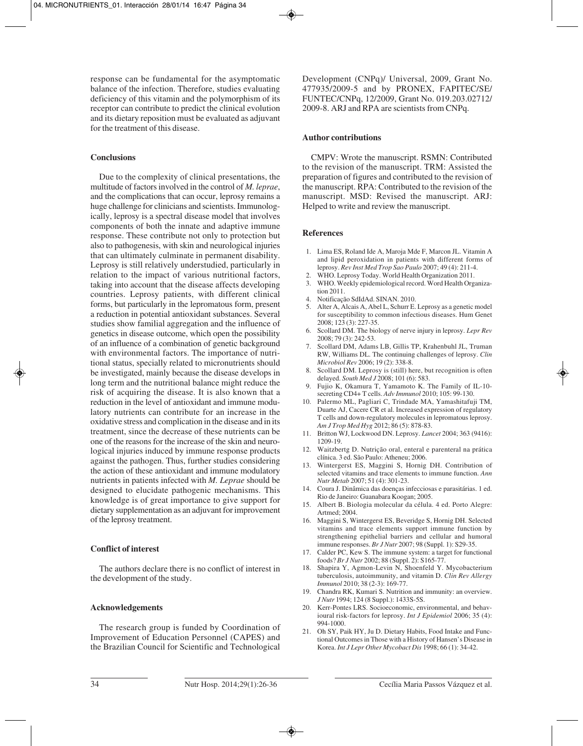response can be fundamental for the asymptomatic balance of the infection. Therefore, studies evaluating deficiency of this vitamin and the polymorphism of its receptor can contribute to predict the clinical evolution and its dietary reposition must be evaluated as adjuvant for the treatment of this disease.

### Conclusions

Due to the complexity of clinical presentations, the multitude of factors involved in the control of *M. leprae*, and the complications that can occur, leprosy remains a huge challenge for clinicians and scientists. Immunologically, leprosy is a spectral disease model that involves components of both the innate and adaptive immune response. These contribute not only to protection but also to pathogenesis, with skin and neurological injuries that can ultimately culminate in permanent disability. Leprosy is still relatively understudied, particularly in relation to the impact of various nutritional factors, taking into account that the disease affects developing countries. Leprosy patients, with different clinical forms, but particularly in the lepromatous form, present a reduction in potential antioxidant substances. Several studies show familial aggregation and the influence of genetics in disease outcome, which open the possibility of an influence of a combination of genetic background with environmental factors. The importance of nutritional status, specially related to micronutrients should be investigated, mainly because the disease develops in long term and the nutritional balance might reduce the risk of acquiring the disease. It is also known that a reduction in the level of antioxidant and immune modulatory nutrients can contribute for an increase in the oxidative stress and complication in the disease and in its treatment, since the decrease of these nutrients can be one of the reasons for the increase of the skin and neurological injuries induced by immune response products against the pathogen. Thus, further studies considering the action of these antioxidant and immune modulatory nutrients in patients infected with *M. Leprae* should be designed to elucidate pathogenic mechanisms. This knowledge is of great importance to give support for dietary supplementation as an adjuvant for improvement of the leprosy treatment.

### Conflict of interest

The authors declare there is no conflict of interest in the development of the study.

### Acknowledgements

The research group is funded by Coordination of Improvement of Education Personnel (CAPES) and the Brazilian Council for Scientific and Technological Development (CNPq)/ Universal, 2009, Grant No. 477935/2009-5 and by PRONEX, FAPITEC/SE/ FUNTEC/CNPq, 12/2009, Grant No. 019.203.02712/ 2009-8. ARJ and RPA are scientists from CNPq.

### Author contributions

CMPV: Wrote the manuscript. RSMN: Contributed to the revision of the manuscript. TRM: Assisted the preparation of figures and contributed to the revision of the manuscript. RPA: Contributed to the revision of the manuscript. MSD: Revised the manuscript. ARJ: Helped to write and review the manuscript.

### References

1. Lima ES, Roland Ide A, Maroja Mde F, Marcon JL. Vitamin A and lipid peroxidation in patients with different forms of leprosy. *Rev Inst Med Trop Sao Paulo* 2007; 49 (4): 211-4.
2. WHO. Leprosy Today. World Health Organization 2011.
3. WHO. Weekly epidemiological record. Word Health Organization 2011.
4. Notificação SdIdAd. SINAN. 2010.
5. Alter A, Alcais A, Abel L, Schurr E. Leprosy as a genetic model for susceptibility to common infectious diseases. Hum Genet 2008; 123 (3): 227-35.
6. Scollard DM. The biology of nerve injury in leprosy. *Lepr Rev* 2008; 79 (3): 242-53.
7. Scollard DM, Adams LB, Gillis TP, Krahenbuhl JL, Truman RW, Williams DL. The continuing challenges of leprosy. *Clin Microbiol Rev* 2006; 19 (2): 338-8.
8. Scollard DM. Leprosy is (still) here, but recognition is often delayed. *South Med J* 2008; 101 (6): 583.
9. Fujio K, Okamura T, Yamamoto K. The Family of IL-10-secreting CD4+ T cells. *Adv Immunol* 2010; 105: 99-130.
10. Palermo ML, Pagliari C, Trindade MA, Yamashitafuji TM, Duarte AJ, Cacere CR et al. Increased expression of regulatory T cells and down-regulatory molecules in lepromatous leprosy. *Am J Trop Med Hyg* 2012; 86 (5): 878-83.
11. Britton WJ, Lockwood DN. Leprosy. *Lancet* 2004; 363 (9416): 1209-19.
12. Waitzbertg D. Nutrição oral, enteral e parenteral na prática clínica. 3 ed. São Paulo: Atheneu; 2006.
13. Wintergerst ES, Maggini S, Hornig DH. Contribution of selected vitamins and trace elements to immune function. *Ann Nutr Metab* 2007; 51 (4): 301-23.
14. Coura J. Dinâmica das doenças infecciosas e parasitárias. 1 ed. Rio de Janeiro: Guanabara Koogan; 2005.
15. Albert B. Biologia molecular da célula. 4 ed. Porto Alegre: Artmed; 2004.
16. Maggini S, Wintergerst ES, Beveridge S, Hornig DH. Selected vitamins and trace elements support immune function by strengthening epithelial barriers and cellular and humoral immune responses. *Br J Nutr* 2007; 98 (Suppl. 1): S29-35.
17. Calder PC, Kew S. The immune system: a target for functional foods? *Br J Nutr* 2002; 88 (Suppl. 2): S165-77.
18. Shapira Y, Agmon-Levin N, Shoenfeld Y. Mycobacterium tuberculosis, autoimmunity, and vitamin D. *Clin Rev Allergy Immunol* 2010; 38 (2-3): 169-77.
19. Chandra RK, Kumari S. Nutrition and immunity: an overview. *J Nutr* 1994; 124 (8 Suppl.): 1433S-5S.
20. Kerr-Pontes LRS. Socioeconomic, environmental, and behavioural risk-factors for leprosy. *Int J Epidemiol* 2006; 35 (4): 994-1000.
21. Oh SY, Paik HY, Ju D. Dietary Habits, Food Intake and Functional Outcomes in Those with a History of Hansen's Disease in Korea. *Int J Lepr Other Mycobact Dis* 1998; 66 (1): 34-42.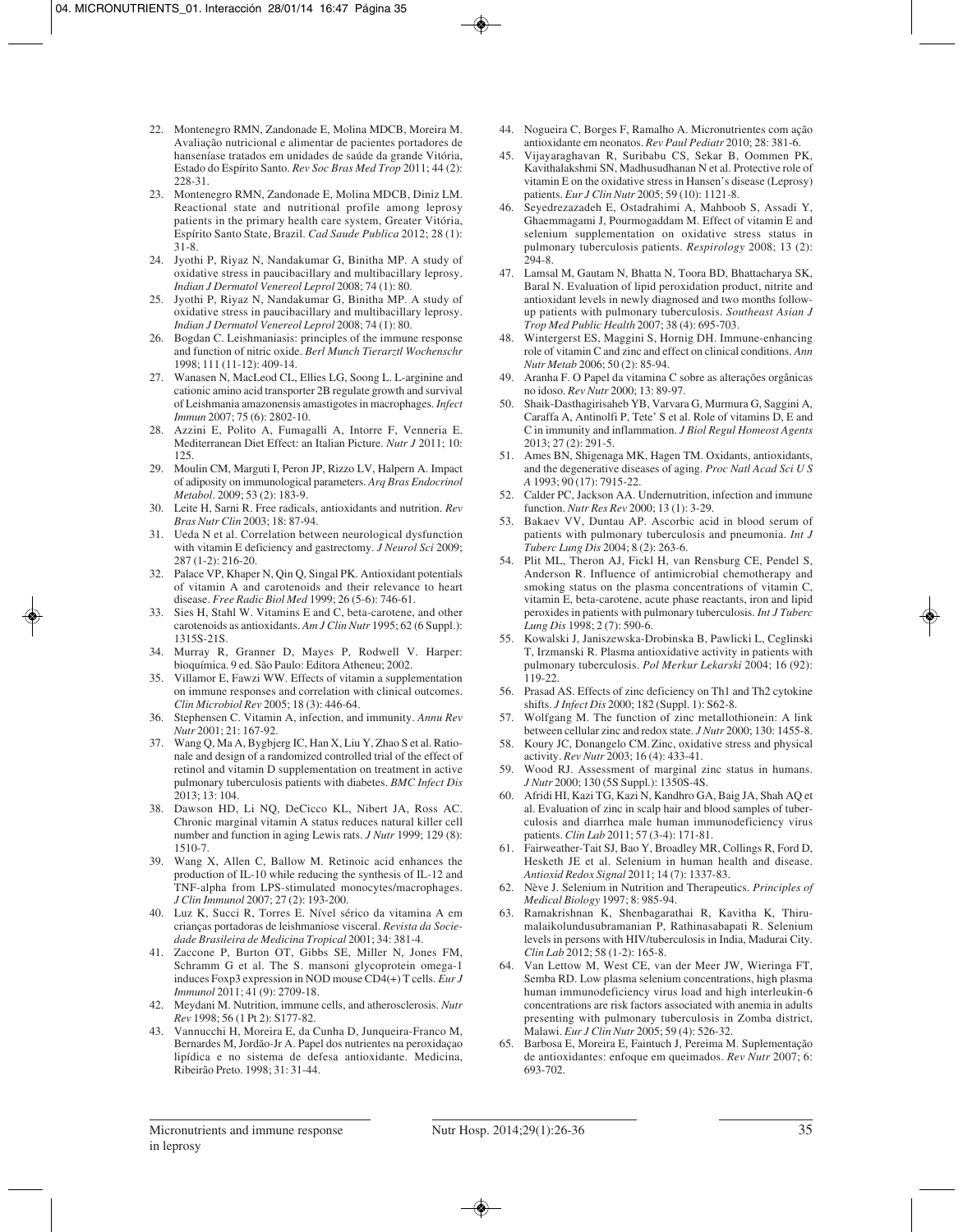22. Montenegro RMN, Zandonade E, Molina MDCB, Moreira M. Avaliação nutricional e alimentar de pacientes portadores de hanseníase tratados em unidades de saúde da grande Vitória, Estado do Espírito Santo. *Rev Soc Bras Med Trop* 2011; 44 (2): 228-31.
23. Montenegro RMN, Zandonade E, Molina MDCB, Diniz LM. Reactional state and nutritional profile among leprosy patients in the primary health care system, Greater Vitória, Espírito Santo State, Brazil. *Cad Saude Publica* 2012; 28 (1): 31-8.
24. Jyothi P, Riyaz N, Nandakumar G, Binitha MP. A study of oxidative stress in paucibacillary and multibacillary leprosy. *Indian J Dermatol Venereol Leprol* 2008; 74 (1): 80.
25. Jyothi P, Riyaz N, Nandakumar G, Binitha MP. A study of oxidative stress in paucibacillary and multibacillary leprosy. *Indian J Dermatol Venereol Leprol* 2008; 74 (1): 80.
26. Bogdan C. Leishmaniasis: principles of the immune response and function of nitric oxide. *Berl Munch Tierarztl Wochenschr* 1998; 111 (11-12): 409-14.
27. Wanasen N, MacLeod CL, Ellies LG, Soong L. L-arginine and cationic amino acid transporter 2B regulate growth and survival of Leishmania amazonensis amastigotes in macrophages. *Infect Immun* 2007; 75 (6): 2802-10.
28. Azzini E, Polito A, Fumagalli A, Intorre F, Venneria E. Mediterranean Diet Effect: an Italian Picture. *Nutr J* 2011; 10: 125.
29. Moulin CM, Marguti I, Peron JP, Rizzo LV, Halpern A. Impact of adiposity on immunological parameters. *Arq Bras Endocrinol Metabol*. 2009; 53 (2): 183-9.
30. Leite H, Sarni R. Free radicals, antioxidants and nutrition. *Rev Bras Nutr Clin* 2003; 18: 87-94.
31. Ueda N et al. Correlation between neurological dysfunction with vitamin E deficiency and gastrectomy. *J Neurol Sci* 2009; 287 (1-2): 216-20.
32. Palace VP, Khaper N, Qin Q, Singal PK. Antioxidant potentials of vitamin A and carotenoids and their relevance to heart disease. *Free Radic Biol Med* 1999; 26 (5-6): 746-61.
33. Sies H, Stahl W. Vitamins E and C, beta-carotene, and other carotenoids as antioxidants. *Am J Clin Nutr* 1995; 62 (6 Suppl.): 1315S-21S.
34. Murray R, Granner D, Mayes P, Rodwell V. Harper: bioquímica. 9 ed. São Paulo: Editora Atheneu; 2002.
35. Villamor E, Fawzi WW. Effects of vitamin a supplementation on immune responses and correlation with clinical outcomes. *Clin Microbiol Rev* 2005; 18 (3): 446-64.
36. Stephensen C. Vitamin A, infection, and immunity. *Annu Rev Nutr* 2001; 21: 167-92.
37. Wang Q, Ma A, Bygbjerg IC, Han X, Liu Y, Zhao S et al. Rationale and design of a randomized controlled trial of the effect of retinol and vitamin D supplementation on treatment in active pulmonary tuberculosis patients with diabetes. *BMC Infect Dis* 2013; 13: 104.
38. Dawson HD, Li NQ, DeCicco KL, Nibert JA, Ross AC. Chronic marginal vitamin A status reduces natural killer cell number and function in aging Lewis rats. *J Nutr* 1999; 129 (8): 1510-7.
39. Wang X, Allen C, Ballow M. Retinoic acid enhances the production of IL-10 while reducing the synthesis of IL-12 and TNF-alpha from LPS-stimulated monocytes/macrophages. *J Clin Immunol* 2007; 27 (2): 193-200.
40. Luz K, Succi R, Torres E. Nível sérico da vitamina A em crianças portadoras de leishmaniose visceral. *Revista da Sociedade Brasileira de Medicina Tropical* 2001; 34: 381-4.
41. Zaccone P, Burton OT, Gibbs SE, Miller N, Jones FM, Schramm G et al. The S. mansoni glycoprotein omega-1 induces Foxp3 expression in NOD mouse CD4(+) T cells. *Eur J Immunol* 2011; 41 (9): 2709-18.
42. Meydani M. Nutrition, immune cells, and atherosclerosis. *Nutr Rev* 1998; 56 (1 Pt 2): S177-82.
43. Vannucchi H, Moreira E, da Cunha D, Junqueira-Franco M, Bernardes M, Jordão-Jr A. Papel dos nutrientes na peroxidaçao lipídica e no sistema de defesa antioxidante. Medicina, Ribeirão Preto. 1998; 31: 31-44.
44. Nogueira C, Borges F, Ramalho A. Micronutrientes com ação antioxidante em neonatos. *Rev Paul Pediatr* 2010; 28: 381-6.
45. Vijayaraghavan R, Suribabu CS, Sekar B, Oommen PK, Kavithalakshmi SN, Madhusudhanan N et al. Protective role of vitamin E on the oxidative stress in Hansen's disease (Leprosy) patients. *Eur J Clin Nutr* 2005; 59 (10): 1121-8.
46. Seyedrezazadeh E, Ostadrahimi A, Mahboob S, Assadi Y, Ghaemmagami J, Pourmogaddam M. Effect of vitamin E and selenium supplementation on oxidative stress status in pulmonary tuberculosis patients. *Respirology* 2008; 13 (2): 294-8.
47. Lamsal M, Gautam N, Bhatta N, Toora BD, Bhattacharya SK, Baral N. Evaluation of lipid peroxidation product, nitrite and antioxidant levels in newly diagnosed and two months follow-up patients with pulmonary tuberculosis. *Southeast Asian J Trop Med Public Health* 2007; 38 (4): 695-703.
48. Wintergerst ES, Maggini S, Hornig DH. Immune-enhancing role of vitamin C and zinc and effect on clinical conditions. *Ann Nutr Metab* 2006; 50 (2): 85-94.
49. Aranha F. O Papel da vitamina C sobre as alterações orgânicas no idoso. *Rev Nutr* 2000; 13: 89-97.
50. Shaik-Dasthagirisaheb YB, Varvara G, Murmura G, Saggini A, Caraffa A, Antinolfi P, Tete' S et al. Role of vitamins D, E and C in immunity and inflammation. *J Biol Regul Homeost Agents* 2013; 27 (2): 291-5.
51. Ames BN, Shigenaga MK, Hagen TM. Oxidants, antioxidants, and the degenerative diseases of aging. *Proc Natl Acad Sci U S A* 1993; 90 (17): 7915-22.
52. Calder PC, Jackson AA. Undernutrition, infection and immune function. *Nutr Res Rev* 2000; 13 (1): 3-29.
53. Bakaev VV, Duntau AP. Ascorbic acid in blood serum of patients with pulmonary tuberculosis and pneumonia. *Int J Tuberc Lung Dis* 2004; 8 (2): 263-6.
54. Plit ML, Theron AJ, Fickl H, van Rensburg CE, Pendel S, Anderson R. Influence of antimicrobial chemotherapy and smoking status on the plasma concentrations of vitamin C, vitamin E, beta-carotene, acute phase reactants, iron and lipid peroxides in patients with pulmonary tuberculosis. *Int J Tuberc Lung Dis* 1998; 2 (7): 590-6.
55. Kowalski J, Janiszewska-Drobinska B, Pawlicki L, Ceglinski T, Irzmanski R. Plasma antioxidative activity in patients with pulmonary tuberculosis. *Pol Merkur Lekarski* 2004; 16 (92): 119-22.
56. Prasad AS. Effects of zinc deficiency on Th1 and Th2 cytokine shifts. *J Infect Dis* 2000; 182 (Suppl. 1): S62-8.
57. Wolfgang M. The function of zinc metallothionein: A link between cellular zinc and redox state. *J Nutr* 2000; 130: 1455-8.
58. Koury JC, Donangelo CM. Zinc, oxidative stress and physical activity. *Rev Nutr* 2003; 16 (4): 433-41.
59. Wood RJ. Assessment of marginal zinc status in humans. *J Nutr* 2000; 130 (5S Suppl.): 1350S-4S.
60. Afridi HI, Kazi TG, Kazi N, Kandhro GA, Baig JA, Shah AQ et al. Evaluation of zinc in scalp hair and blood samples of tuberculosis and diarrhea male human immunodeficiency virus patients. *Clin Lab* 2011; 57 (3-4): 171-81.
61. Fairweather-Tait SJ, Bao Y, Broadley MR, Collings R, Ford D, Hesketh JE et al. Selenium in human health and disease. *Antioxid Redox Signal* 2011; 14 (7): 1337-83.
62. Nève J. Selenium in Nutrition and Therapeutics. *Principles of Medical Biology* 1997; 8: 985-94.
63. Ramakrishnan K, Shenbagarathai R, Kavitha K, Thirumalaikolundusubramanian P, Rathinasabapati R. Selenium levels in persons with HIV/tuberculosis in India, Madurai City. *Clin Lab* 2012; 58 (1-2): 165-8.
64. Van Lettow M, West CE, van der Meer JW, Wieringa FT, Semba RD. Low plasma selenium concentrations, high plasma human immunodeficiency virus load and high interleukin-6 concentrations are risk factors associated with anemia in adults presenting with pulmonary tuberculosis in Zomba district, Malawi. *Eur J Clin Nutr* 2005; 59 (4): 526-32.
65. Barbosa E, Moreira E, Faintuch J, Pereima M. Suplementação de antioxidantes: enfoque em queimados. *Rev Nutr* 2007; 6: 693-702.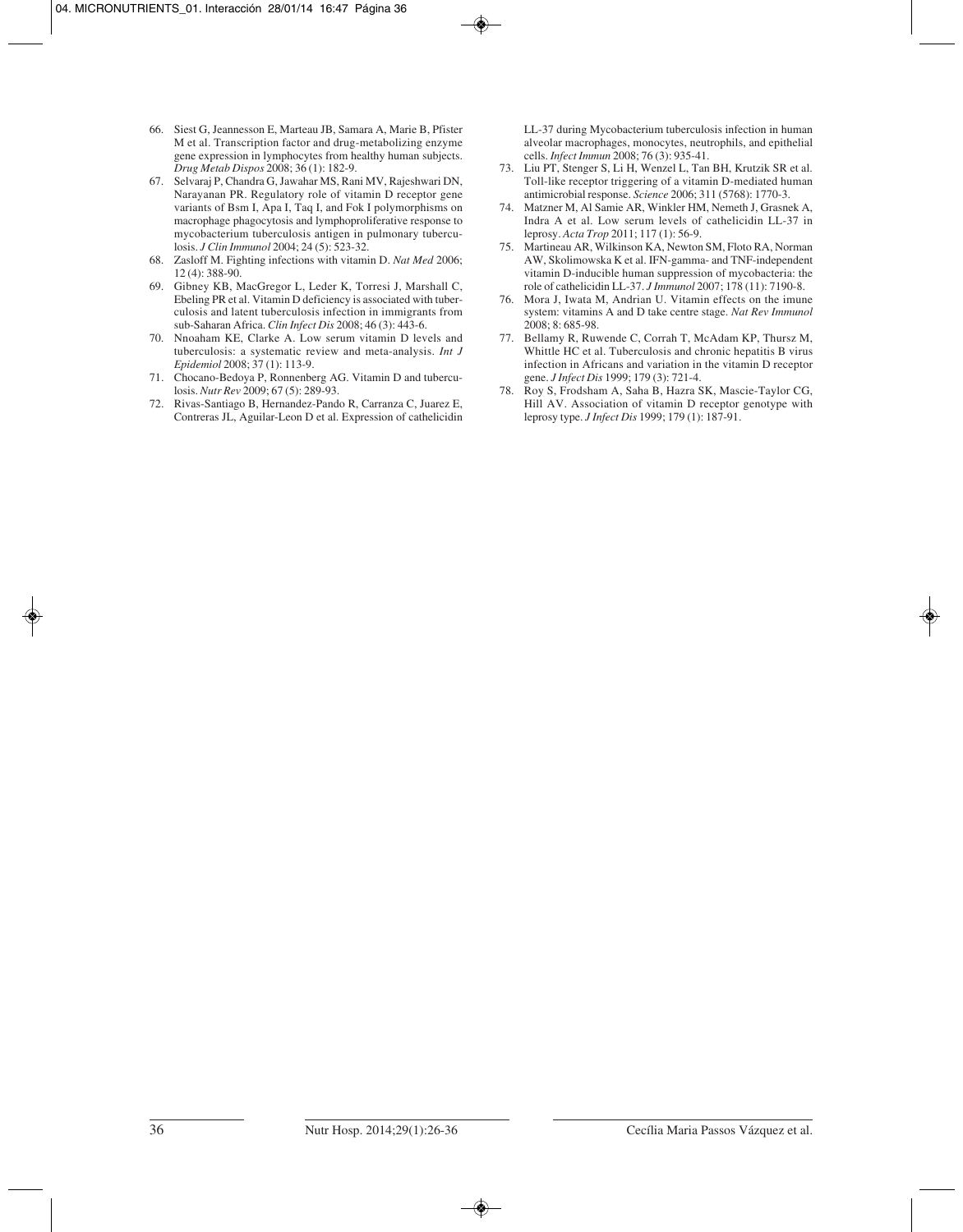66. Siest G, Jeannesson E, Marteau JB, Samara A, Marie B, Pfister M et al. Transcription factor and drug-metabolizing enzyme gene expression in lymphocytes from healthy human subjects. *Drug Metab Dispos* 2008; 36 (1): 182-9.
67. Selvaraj P, Chandra G, Jawahar MS, Rani MV, Rajeshwari DN, Narayanan PR. Regulatory role of vitamin D receptor gene variants of Bsm I, Apa I, Taq I, and Fok I polymorphisms on macrophage phagocytosis and lymphoproliferative response to mycobacterium tuberculosis antigen in pulmonary tuberculosis. *J Clin Immunol* 2004; 24 (5): 523-32.
68. Zasloff M. Fighting infections with vitamin D. *Nat Med* 2006; 12 (4): 388-90.
69. Gibney KB, MacGregor L, Leder K, Torresi J, Marshall C, Ebeling PR et al. Vitamin D deficiency is associated with tuberculosis and latent tuberculosis infection in immigrants from sub-Saharan Africa. *Clin Infect Dis* 2008; 46 (3): 443-6.
70. Nnoaham KE, Clarke A. Low serum vitamin D levels and tuberculosis: a systematic review and meta-analysis. *Int J Epidemiol* 2008; 37 (1): 113-9.
71. Chocano-Bedoya P, Ronnenberg AG. Vitamin D and tuberculosis. *Nutr Rev* 2009; 67 (5): 289-93.
72. Rivas-Santiago B, Hernandez-Pando R, Carranza C, Juarez E, Contreras JL, Aguilar-Leon D et al. Expression of cathelicidin LL-37 during Mycobacterium tuberculosis infection in human alveolar macrophages, monocytes, neutrophils, and epithelial cells. *Infect Immun* 2008; 76 (3): 935-41.
73. Liu PT, Stenger S, Li H, Wenzel L, Tan BH, Krutzik SR et al. Toll-like receptor triggering of a vitamin D-mediated human antimicrobial response. *Science* 2006; 311 (5768): 1770-3.
74. Matzner M, Al Samie AR, Winkler HM, Nemeth J, Grasnek A, Indra A et al. Low serum levels of cathelicidin LL-37 in leprosy. *Acta Trop* 2011; 117 (1): 56-9.
75. Martineau AR, Wilkinson KA, Newton SM, Floto RA, Norman AW, Skolimowska K et al. IFN-gamma- and TNF-independent vitamin D-inducible human suppression of mycobacteria: the role of cathelicidin LL-37. *J Immunol* 2007; 178 (11): 7190-8.
76. Mora J, Iwata M, Andrian U. Vitamin effects on the imune system: vitamins A and D take centre stage. *Nat Rev Immunol* 2008; 8: 685-98.
77. Bellamy R, Ruwende C, Corrah T, McAdam KP, Thursz M, Whittle HC et al. Tuberculosis and chronic hepatitis B virus infection in Africans and variation in the vitamin D receptor gene. *J Infect Dis* 1999; 179 (3): 721-4.
78. Roy S, Frodsham A, Saha B, Hazra SK, Mascie-Taylor CG, Hill AV. Association of vitamin D receptor genotype with leprosy type. *J Infect Dis* 1999; 179 (1): 187-91.